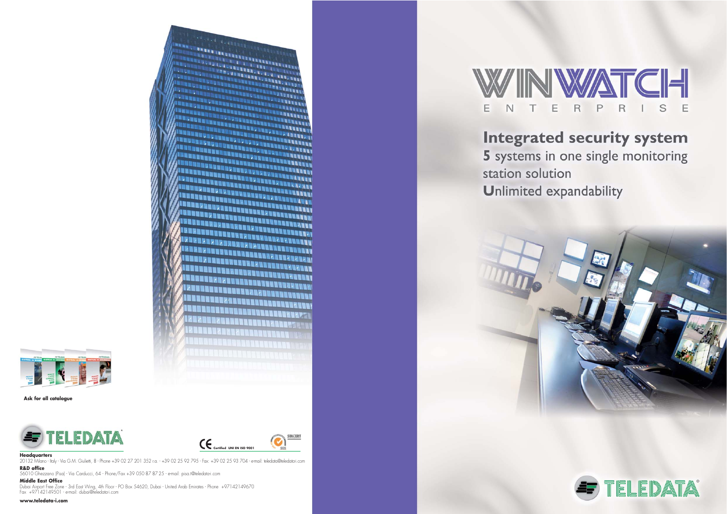# WINWATCH

ENTERPRISE

## Integrated security system

**5** systems in one single monitoring station solution

**U**nlimited expandability

TELEDATA

Ask for all catalogue

TELEDATA

CE Certified UNI EN ISO 9001

SINCERT SGS

**Headquarters**
20132 Milano - Italy - Via G.M. Giulietti, 8 - Phone +39 02 27 201 352 r.a. - +39 02 25 92 795 - Fax: +39 02 25 93 704 - e-mail: teledata@teledata-i.com

**R&D office**
56010 Ghezzano (Pisa) - Via Carducci, 64 - Phone/Fax +39 050 87 87 25 - email: pisa.t@teledata-i.com

**Middle East Office**
Dubai Airport Free Zone - 3rd East Wing, 4th Floor - PO Box 54620, Dubai - United Arab Emirates - Phone +97142149670
Fax +97142149501 - e-mail: dubai@teledata-i.com

**www.teledata-i.com**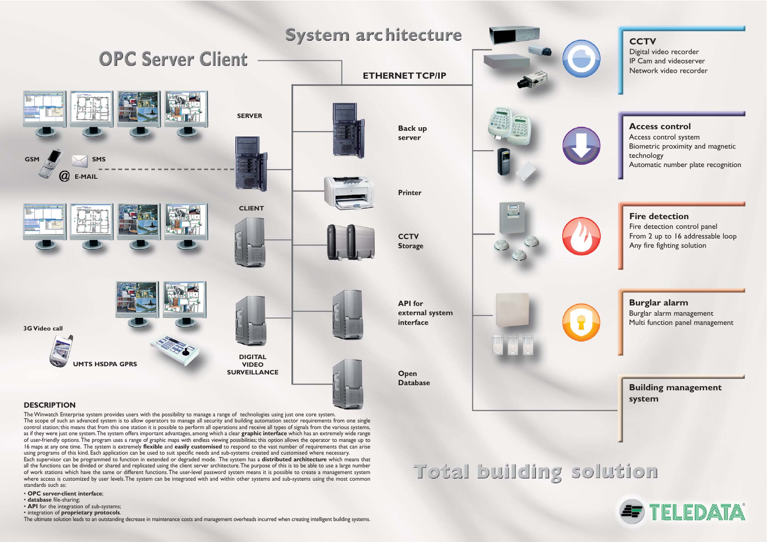# System architecture

## OPC Server Client

ETHERNET TCP/IP

SERVER

GSM

SMS

@ E-MAIL

CLIENT

3G Video call

UMTS HSDPA GPRS

DIGITAL VIDEO SURVEILLANCE

Back up server

Printer

CCTV Storage

API for external system interface

Open Database

### CCTV

Digital video recorder
IP Cam and videoserver
Network video recorder

### Access control

Access control system
Biometric proximity and magnetic technology
Automatic number plate recognition

### Fire detection

Fire detection control panel
From 2 up to 16 addressable loop
Any fire fighting solution

### Burglar alarm

Burglar alarm management
Multi function panel management

### Building management system

## DESCRIPTION

The Winwatch Enterprise system provides users with the possibility to manage a range of technologies using just one core system.
The scope of such an advanced system is to allow operators to manage all security and building automation sector requirements from one single control station; this means that from this one station it is possible to perform all operations and receive all types of signals from the various systems, as if they were just one system. The system offers important advantages, among which a clear **graphic interface** which has an extremely wide range of user-friendly options. The program uses a range of graphic maps with endless viewing possibilities; this option allows the operator to manage up to 16 maps at any one time. The system is extremely **flexible** and **easily customised** to respond to the vast number of requirements that can arise using programs of this kind. Each application can be used to suit specific needs and sub-systems created and customised where necessary.
Each supervisor can be programmed to function in extended or degraded mode. The system has a **distributed architecture** which means that all the functions can be divided or shared and replicated using the client server architecture. The purpose of this is to be able to use a large number of work stations which have the same or different functions. The user-level password system means it is possible to create a management system where access is customized by user levels. The system can be integrated with and within other systems and sub-systems using the most common standards such as:

- **OPC server-client interface**;
- **database** file-sharing;
- **API** for the integration of sub-systems;
- integration of **proprietary protocols**.

The ultimate solution leads to an outstanding decrease in maintenance costs and management overheads incurred when creating intelligent building systems.

## Total building solution

TELEDATA®